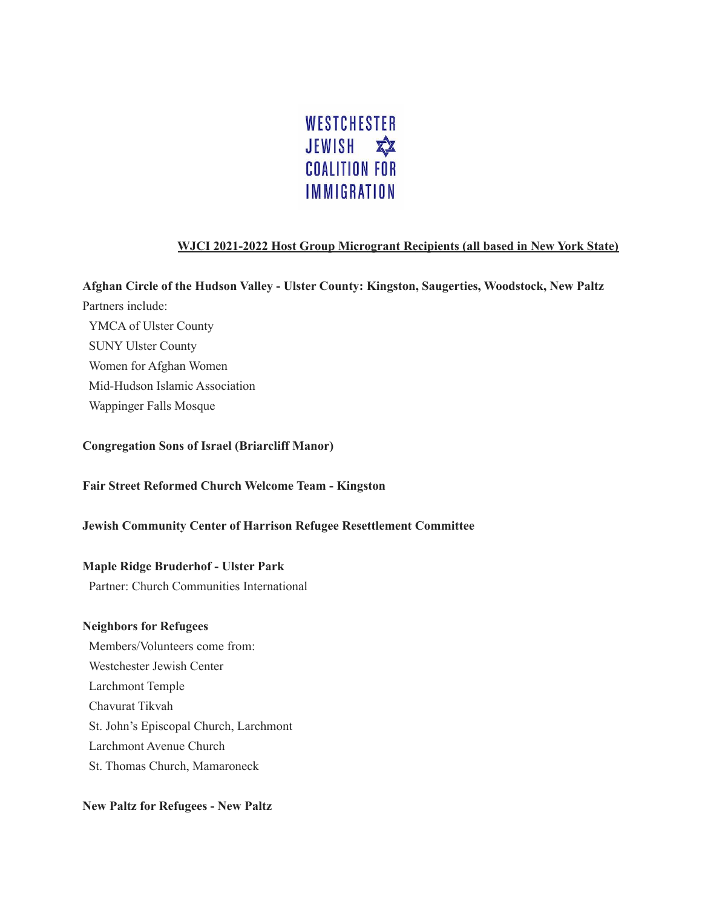WESTCHESTER JEWISH COALITION FOR IMMIGRATION

## WJCI 2021-2022 Host Group Microgrant Recipients (all based in New York State)

**Afghan Circle of the Hudson Valley - Ulster County: Kingston, Saugerties, Woodstock, New Paltz**

Partners include:

- YMCA of Ulster County
- SUNY Ulster County
- Women for Afghan Women
- Mid-Hudson Islamic Association
- Wappinger Falls Mosque

**Congregation Sons of Israel (Briarcliff Manor)**

**Fair Street Reformed Church Welcome Team - Kingston**

**Jewish Community Center of Harrison Refugee Resettlement Committee**

**Maple Ridge Bruderhof - Ulster Park**

Partner: Church Communities International

**Neighbors for Refugees**

Members/Volunteers come from:

- Westchester Jewish Center
- Larchmont Temple
- Chavurat Tikvah
- St. John's Episcopal Church, Larchmont
- Larchmont Avenue Church
- St. Thomas Church, Mamaroneck

**New Paltz for Refugees - New Paltz**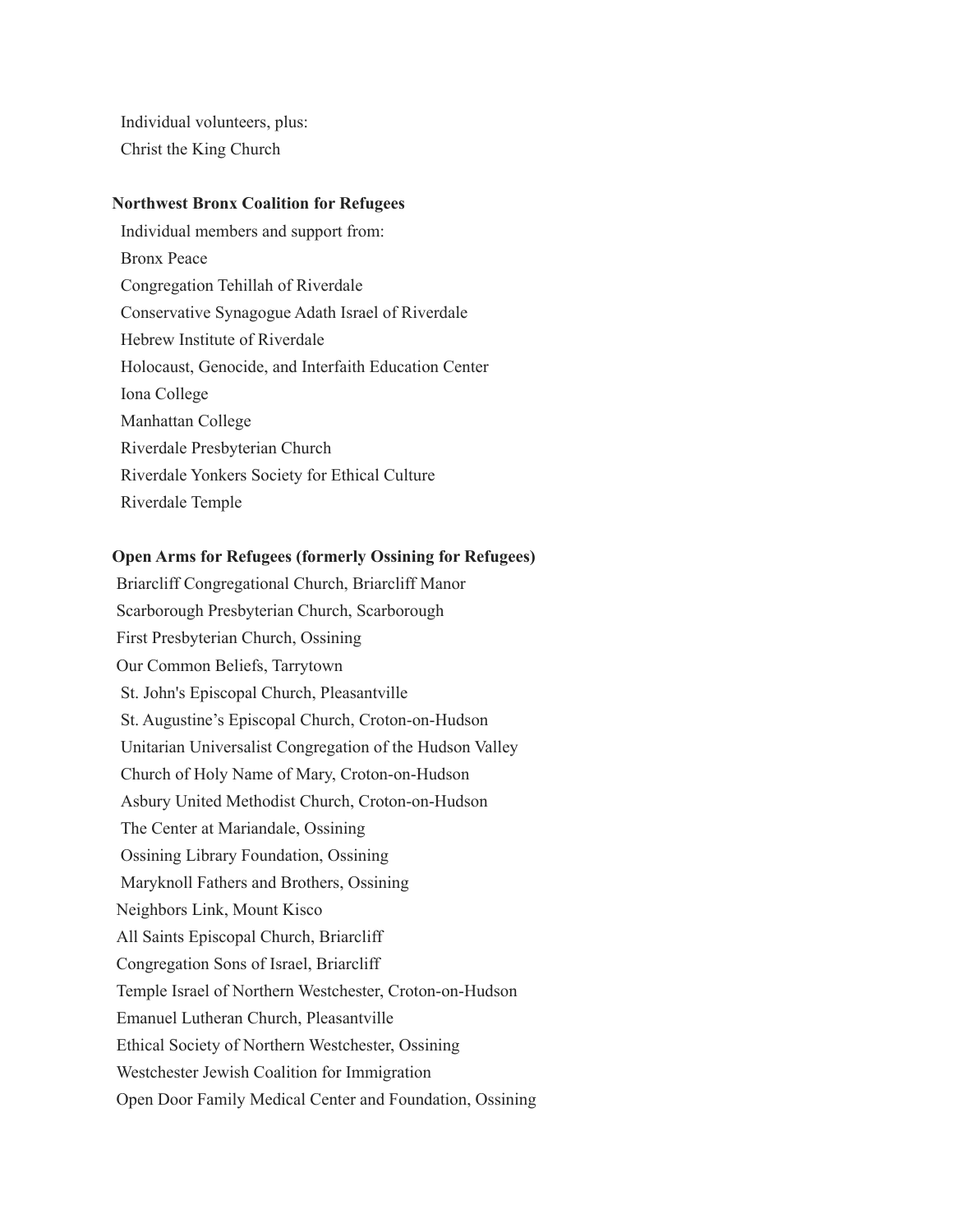Individual volunteers, plus:

Christ the King Church

**Northwest Bronx Coalition for Refugees**

Individual members and support from:

Bronx Peace

Congregation Tehillah of Riverdale

Conservative Synagogue Adath Israel of Riverdale

Hebrew Institute of Riverdale

Holocaust, Genocide, and Interfaith Education Center

Iona College

Manhattan College

Riverdale Presbyterian Church

Riverdale Yonkers Society for Ethical Culture

Riverdale Temple

**Open Arms for Refugees (formerly Ossining for Refugees)**

Briarcliff Congregational Church, Briarcliff Manor

Scarborough Presbyterian Church, Scarborough

First Presbyterian Church, Ossining

Our Common Beliefs, Tarrytown

St. John's Episcopal Church, Pleasantville

St. Augustine's Episcopal Church, Croton-on-Hudson

Unitarian Universalist Congregation of the Hudson Valley

Church of Holy Name of Mary, Croton-on-Hudson

Asbury United Methodist Church, Croton-on-Hudson

The Center at Mariandale, Ossining

Ossining Library Foundation, Ossining

Maryknoll Fathers and Brothers, Ossining

Neighbors Link, Mount Kisco

All Saints Episcopal Church, Briarcliff

Congregation Sons of Israel, Briarcliff

Temple Israel of Northern Westchester, Croton-on-Hudson

Emanuel Lutheran Church, Pleasantville

Ethical Society of Northern Westchester, Ossining

Westchester Jewish Coalition for Immigration

Open Door Family Medical Center and Foundation, Ossining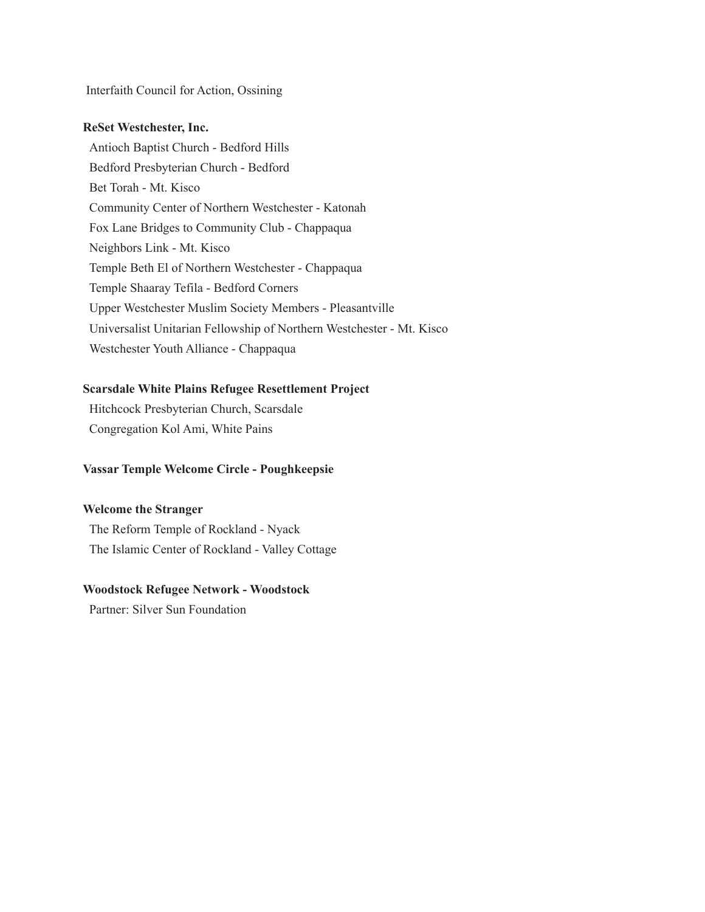Interfaith Council for Action, Ossining

**ReSet Westchester, Inc.**

Antioch Baptist Church - Bedford Hills
Bedford Presbyterian Church - Bedford
Bet Torah - Mt. Kisco
Community Center of Northern Westchester - Katonah
Fox Lane Bridges to Community Club - Chappaqua
Neighbors Link - Mt. Kisco
Temple Beth El of Northern Westchester - Chappaqua
Temple Shaaray Tefila - Bedford Corners
Upper Westchester Muslim Society Members - Pleasantville
Universalist Unitarian Fellowship of Northern Westchester - Mt. Kisco
Westchester Youth Alliance - Chappaqua

**Scarsdale White Plains Refugee Resettlement Project**

Hitchcock Presbyterian Church, Scarsdale
Congregation Kol Ami, White Pains

**Vassar Temple Welcome Circle - Poughkeepsie**

**Welcome the Stranger**

The Reform Temple of Rockland - Nyack
The Islamic Center of Rockland - Valley Cottage

**Woodstock Refugee Network - Woodstock**

Partner: Silver Sun Foundation